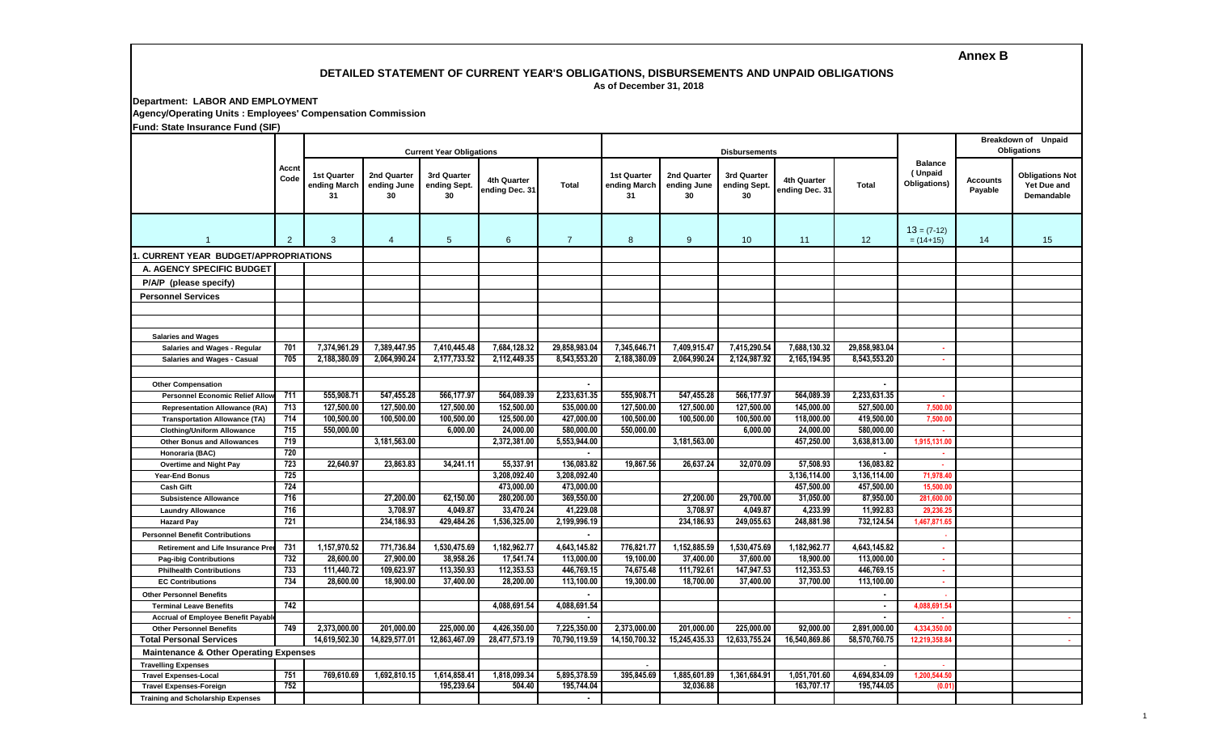**Annex B**

# DETAILED STATEMENT OF CURRENT YEAR'S OBLIGATIONS, DISBURSEMENTS AND UNPAID OBLIGATIONS

As of December 31, 2018

**Department: LABOR AND EMPLOYMENT**

**Agency/Operating Units : Employees' Compensation Commission**

**Fund: State Insurance Fund (SIF)**

| | Accnt Code | Current Year Obligations | | | | | Disbursements | | | | | Balance (Unpaid Obligations) | Breakdown of Unpaid Obligations | |
|---|---|---|---|---|---|---|---|---|---|---|---|---|---|---|
| | | 1st Quarter ending March 31 | 2nd Quarter ending June 30 | 3rd Quarter ending Sept. 30 | 4th Quarter ending Dec. 31 | Total | 1st Quarter ending March 31 | 2nd Quarter ending June 30 | 3rd Quarter ending Sept. 30 | 4th Quarter ending Dec. 31 | Total | | Accounts Payable | Obligations Not Yet Due and Demandable |
| 1 | 2 | 3 | 4 | 5 | 6 | 7 | 8 | 9 | 10 | 11 | 12 | 13 = (7-12) = (14+15) | 14 | 15 |
| 1. CURRENT YEAR BUDGET/APPROPRIATIONS | | | | | | | | | | | | | | |
| A. AGENCY SPECIFIC BUDGET | | | | | | | | | | | | | | |
| P/A/P (please specify) | | | | | | | | | | | | | | |
| Personnel Services | | | | | | | | | | | | | | |
| Salaries and Wages | | | | | | | | | | | | | | |
| Salaries and Wages - Regular | 701 | 7,374,961.29 | 7,389,447.95 | 7,410,445.48 | 7,684,128.32 | 29,858,983.04 | 7,345,646.71 | 7,409,915.47 | 7,415,290.54 | 7,688,130.32 | 29,858,983.04 | - | | |
| Salaries and Wages - Casual | 705 | 2,188,380.09 | 2,064,990.24 | 2,177,733.52 | 2,112,449.35 | 8,543,553.20 | 2,188,380.09 | 2,064,990.24 | 2,124,987.92 | 2,165,194.95 | 8,543,553.20 | - | | |
| Other Compensation | | | | | | - | | | | | - | | | |
| Personnel Economic Relief Allow | 711 | 555,908.71 | 547,455.28 | 566,177.97 | 564,089.39 | 2,233,631.35 | 555,908.71 | 547,455.28 | 566,177.97 | 564,089.39 | 2,233,631.35 | - | | |
| Representation Allowance (RA) | 713 | 127,500.00 | 127,500.00 | 127,500.00 | 152,500.00 | 535,000.00 | 127,500.00 | 127,500.00 | 127,500.00 | 145,000.00 | 527,500.00 | 7,500.00 | | |
| Transportation Allowance (TA) | 714 | 100,500.00 | 100,500.00 | 100,500.00 | 125,500.00 | 427,000.00 | 100,500.00 | 100,500.00 | 100,500.00 | 118,000.00 | 419,500.00 | 7,500.00 | | |
| Clothing/Uniform Allowance | 715 | 550,000.00 | | 6,000.00 | 24,000.00 | 580,000.00 | 550,000.00 | | 6,000.00 | 24,000.00 | 580,000.00 | - | | |
| Other Bonus and Allowances | 719 | | 3,181,563.00 | | 2,372,381.00 | 5,553,944.00 | | 3,181,563.00 | | 457,250.00 | 3,638,813.00 | 1,915,131.00 | | |
| Honoraria (BAC) | 720 | | | | | - | | | | | - | - | | |
| Overtime and Night Pay | 723 | 22,640.97 | 23,863.83 | 34,241.11 | 55,337.91 | 136,083.82 | 19,867.56 | 26,637.24 | 32,070.09 | 57,508.93 | 136,083.82 | - | | |
| Year-End Bonus | 725 | | | | 3,208,092.40 | 3,208,092.40 | | | | 3,136,114.00 | 3,136,114.00 | 71,978.40 | | |
| Cash Gift | 724 | | | | 473,000.00 | 473,000.00 | | | | 457,500.00 | 457,500.00 | 15,500.00 | | |
| Subsistence Allowance | 716 | | 27,200.00 | 62,150.00 | 280,200.00 | 369,550.00 | | 27,200.00 | 29,700.00 | 31,050.00 | 87,950.00 | 281,600.00 | | |
| Laundry Allowance | 716 | | 3,708.97 | 4,049.87 | 33,470.24 | 41,229.08 | | 3,708.97 | 4,049.87 | 4,233.99 | 11,992.83 | 29,236.25 | | |
| Hazard Pay | 721 | | 234,186.93 | 429,484.26 | 1,536,325.00 | 2,199,996.19 | | 234,186.93 | 249,055.63 | 248,881.98 | 732,124.54 | 1,467,871.65 | | |
| Personnel Benefit Contributions | | | | | | - | | | | | | - | | |
| Retirement and Life Insurance Prem | 731 | 1,157,970.52 | 771,736.84 | 1,530,475.69 | 1,182,962.77 | 4,643,145.82 | 776,821.77 | 1,152,885.59 | 1,530,475.69 | 1,182,962.77 | 4,643,145.82 | - | | |
| Pag-ibig Contributions | 732 | 28,600.00 | 27,900.00 | 38,958.26 | 17,541.74 | 113,000.00 | 19,100.00 | 37,400.00 | 37,600.00 | 18,900.00 | 113,000.00 | - | | |
| Philhealth Contributions | 733 | 111,440.72 | 109,623.97 | 113,350.93 | 112,353.53 | 446,769.15 | 74,675.48 | 111,792.61 | 147,947.53 | 112,353.53 | 446,769.15 | - | | |
| EC Contributions | 734 | 28,600.00 | 18,900.00 | 37,400.00 | 28,200.00 | 113,100.00 | 19,300.00 | 18,700.00 | 37,400.00 | 37,700.00 | 113,100.00 | - | | |
| Other Personnel Benefits | | | | | | | | | | | - | - | | |
| Terminal Leave Benefits | 742 | | | | 4,088,691.54 | 4,088,691.54 | | | | | - | 4,088,691.54 | | |
| Accrual of Employee Benefit Payable | | | | | | - | | | | | - | - | | - |
| Other Personnel Benefits | 749 | 2,373,000.00 | 201,000.00 | 225,000.00 | 4,426,350.00 | 7,225,350.00 | 2,373,000.00 | 201,000.00 | 225,000.00 | 92,000.00 | 2,891,000.00 | 4,334,350.00 | | |
| Total Personal Services | | 14,619,502.30 | 14,829,577.01 | 12,863,467.09 | 28,477,573.19 | 70,790,119.59 | 14,150,700.32 | 15,245,435.33 | 12,633,755.24 | 16,540,869.86 | 58,570,760.75 | 12,219,358.84 | | - |
| Maintenance & Other Operating Expenses | | | | | | | | | | | | | | |
| Travelling Expenses | | | | | | - | | | | | - | - | | |
| Travel Expenses-Local | 751 | 769,610.69 | 1,692,810.15 | 1,614,858.41 | 1,818,099.34 | 5,895,378.59 | 395,845.69 | 1,885,601.89 | 1,361,684.91 | 1,051,701.60 | 4,694,834.09 | 1,200,544.50 | | |
| Travel Expenses-Foreign | 752 | | | 195,239.64 | 504.40 | 195,744.04 | | 32,036.88 | | 163,707.17 | 195,744.05 | (0.01) | | |
| Training and Scholarship Expenses | | | | | | - | | | | | | | | |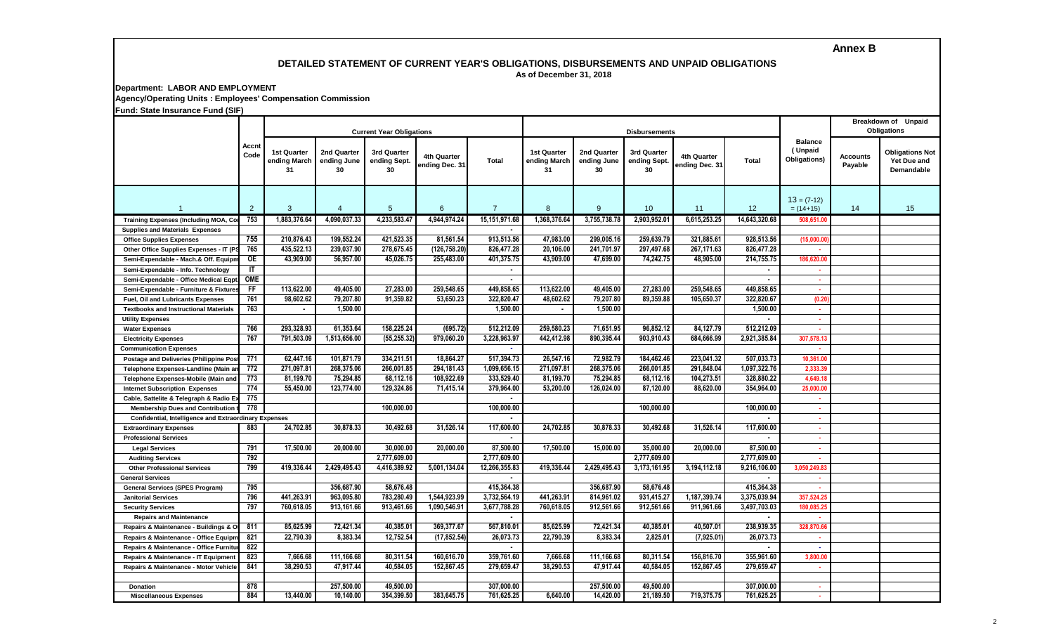Annex B

# DETAILED STATEMENT OF CURRENT YEAR'S OBLIGATIONS, DISBURSEMENTS AND UNPAID OBLIGATIONS

As of December 31, 2018

**Department: LABOR AND EMPLOYMENT**

**Agency/Operating Units : Employees' Compensation Commission**

**Fund: State Insurance Fund (SIF)**

| | Accnt Code | Current Year Obligations | | | | | Disbursements | | | | | Balance (Unpaid Obligations) | Breakdown of Unpaid Obligations | |
|---|---|---|---|---|---|---|---|---|---|---|---|---|---|---|
| | | 1st Quarter ending March 31 | 2nd Quarter ending June 30 | 3rd Quarter ending Sept. 30 | 4th Quarter ending Dec. 31 | Total | 1st Quarter ending March 31 | 2nd Quarter ending June 30 | 3rd Quarter ending Sept. 30 | 4th Quarter ending Dec. 31 | Total | | Accounts Payable | Obligations Not Yet Due and Demandable |
| 1 | 2 | 3 | 4 | 5 | 6 | 7 | 8 | 9 | 10 | 11 | 12 | 13 = (7-12) = (14+15) | 14 | 15 |
| Training Expenses (Including MOA, Co | 753 | 1,883,376.64 | 4,090,037.33 | 4,233,583.47 | 4,944,974.24 | 15,151,971.68 | 1,368,376.64 | 3,755,738.78 | 2,903,952.01 | 6,615,253.25 | 14,643,320.68 | 508,651.00 | | |
| Supplies and Materials Expenses | | | | | | - | | | | | | | | |
| Office Supplies Expenses | 755 | 210,876.43 | 199,552.24 | 421,523.35 | 81,561.54 | 913,513.56 | 47,983.00 | 299,005.16 | 259,639.79 | 321,885.61 | 928,513.56 | (15,000.00) | | |
| Other Office Supplies Expenses - IT (PS | 765 | 435,522.13 | 239,037.90 | 278,675.45 | (126,758.20) | 826,477.28 | 20,106.00 | 241,701.97 | 297,497.68 | 267,171.63 | 826,477.28 | - | | |
| Semi-Expendable - Mach.& Off. Equipm | OE | 43,909.00 | 56,957.00 | 45,026.75 | 255,483.00 | 401,375.75 | 43,909.00 | 47,699.00 | 74,242.75 | 48,905.00 | 214,755.75 | 186,620.00 | | |
| Semi-Expendable - Info. Technology | IT | | | | | - | | | | | - | - | | |
| Semi-Expendable - Office Medical Eqpt | OME | | | | | - | | | | | - | - | | |
| Semi-Expendable - Furniture & Fixtures | FF | 113,622.00 | 49,405.00 | 27,283.00 | 259,548.65 | 449,858.65 | 113,622.00 | 49,405.00 | 27,283.00 | 259,548.65 | 449,858.65 | - | | |
| Fuel, Oil and Lubricants Expenses | 761 | 98,602.62 | 79,207.80 | 91,359.82 | 53,650.23 | 322,820.47 | 48,602.62 | 79,207.80 | 89,359.88 | 105,650.37 | 322,820.67 | (0.20) | | |
| Textbooks and Instructional Materials | 763 | - | 1,500.00 | | | 1,500.00 | - | 1,500.00 | | | 1,500.00 | - | | |
| Utility Expenses | | | | | | | | | | | - | - | | |
| Water Expenses | 766 | 293,328.93 | 61,353.64 | 158,225.24 | (695.72) | 512,212.09 | 259,580.23 | 71,651.95 | 96,852.12 | 84,127.79 | 512,212.09 | - | | |
| Electricity Expenses | 767 | 791,503.09 | 1,513,656.00 | (55,255.32) | 979,060.20 | 3,228,963.97 | 442,412.98 | 890,395.44 | 903,910.43 | 684,666.99 | 2,921,385.84 | 307,578.13 | | |
| Communication Expenses | | | | | | - | | | | | | - | | |
| Postage and Deliveries (Philippine Pos | 771 | 62,447.16 | 101,871.79 | 334,211.51 | 18,864.27 | 517,394.73 | 26,547.16 | 72,982.79 | 184,462.46 | 223,041.32 | 507,033.73 | 10,361.00 | | |
| Telephone Expenses-Landline (Main an | 772 | 271,097.81 | 268,375.06 | 266,001.85 | 294,181.43 | 1,099,656.15 | 271,097.81 | 268,375.06 | 266,001.85 | 291,848.04 | 1,097,322.76 | 2,333.39 | | |
| Telephone Expenses-Mobile (Main and | 773 | 81,199.70 | 75,294.85 | 68,112.16 | 108,922.69 | 333,529.40 | 81,199.70 | 75,294.85 | 68,112.16 | 104,273.51 | 328,880.22 | 4,649.18 | | |
| Internet Subscription Expenses | 774 | 55,450.00 | 123,774.00 | 129,324.86 | 71,415.14 | 379,964.00 | 53,200.00 | 126,024.00 | 87,120.00 | 88,620.00 | 354,964.00 | 25,000.00 | | |
| Cable, Sattelite & Telegraph & Radio Ex | 775 | | | | | - | | | | | | - | | |
| Membership Dues and Contribution t | 778 | | | 100,000.00 | | 100,000.00 | | | 100,000.00 | | 100,000.00 | - | | |
| Confidential, Intelligence and Extraordinary Expenses | | | | | | - | | | | | - | - | | |
| Extraordinary Expenses | 883 | 24,702.85 | 30,878.33 | 30,492.68 | 31,526.14 | 117,600.00 | 24,702.85 | 30,878.33 | 30,492.68 | 31,526.14 | 117,600.00 | - | | |
| Professional Services | | | | | | - | | | | | - | - | | |
| Legal Services | 791 | 17,500.00 | 20,000.00 | 30,000.00 | 20,000.00 | 87,500.00 | 17,500.00 | 15,000.00 | 35,000.00 | 20,000.00 | 87,500.00 | - | | |
| Auditing Services | 792 | | | 2,777,609.00 | | 2,777,609.00 | | | 2,777,609.00 | | 2,777,609.00 | - | | |
| Other Professional Services | 799 | 419,336.44 | 2,429,495.43 | 4,416,389.92 | 5,001,134.04 | 12,266,355.83 | 419,336.44 | 2,429,495.43 | 3,173,161.95 | 3,194,112.18 | 9,216,106.00 | 3,050,249.83 | | |
| General Services | | | | | | - | | | | | - | - | | |
| General Services (SPES Program) | 795 | | 356,687.90 | 58,676.48 | | 415,364.38 | | 356,687.90 | 58,676.48 | | 415,364.38 | - | | |
| Janitorial Services | 796 | 441,263.91 | 963,095.80 | 783,280.49 | 1,544,923.99 | 3,732,564.19 | 441,263.91 | 814,961.02 | 931,415.27 | 1,187,399.74 | 3,375,039.94 | 357,524.25 | | |
| Security Services | 797 | 760,618.05 | 913,161.66 | 913,461.66 | 1,090,546.91 | 3,677,788.28 | 760,618.05 | 912,561.66 | 912,561.66 | 911,961.66 | 3,497,703.03 | 180,085.25 | | |
| Repairs and Maintenance | | | | | | - | | | | | - | - | | |
| Repairs & Maintenance - Buildings & O | 811 | 85,625.99 | 72,421.34 | 40,385.01 | 369,377.67 | 567,810.01 | 85,625.99 | 72,421.34 | 40,385.01 | 40,507.01 | 238,939.35 | 328,870.66 | | |
| Repairs & Maintenance - Office Equipm | 821 | 22,790.39 | 8,383.34 | 12,752.54 | (17,852.54) | 26,073.73 | 22,790.39 | 8,383.34 | 2,825.01 | (7,925.01) | 26,073.73 | - | | |
| Repairs & Maintenance - Office Furnitu | 822 | | | | | - | | | | | - | - | | |
| Repairs & Maintenance - IT Equipment | 823 | 7,666.68 | 111,166.68 | 80,311.54 | 160,616.70 | 359,761.60 | 7,666.68 | 111,166.68 | 80,311.54 | 156,816.70 | 355,961.60 | 3,800.00 | | |
| Repairs & Maintenance - Motor Vehicle | 841 | 38,290.53 | 47,917.44 | 40,584.05 | 152,867.45 | 279,659.47 | 38,290.53 | 47,917.44 | 40,584.05 | 152,867.45 | 279,659.47 | - | | |
| | | | | | | | | | | | | | | |
| Donation | 878 | | 257,500.00 | 49,500.00 | | 307,000.00 | | 257,500.00 | 49,500.00 | | 307,000.00 | - | | |
| Miscellaneous Expenses | 884 | 13,440.00 | 10,140.00 | 354,399.50 | 383,645.75 | 761,625.25 | 6,640.00 | 14,420.00 | 21,189.50 | 719,375.75 | 761,625.25 | - | | |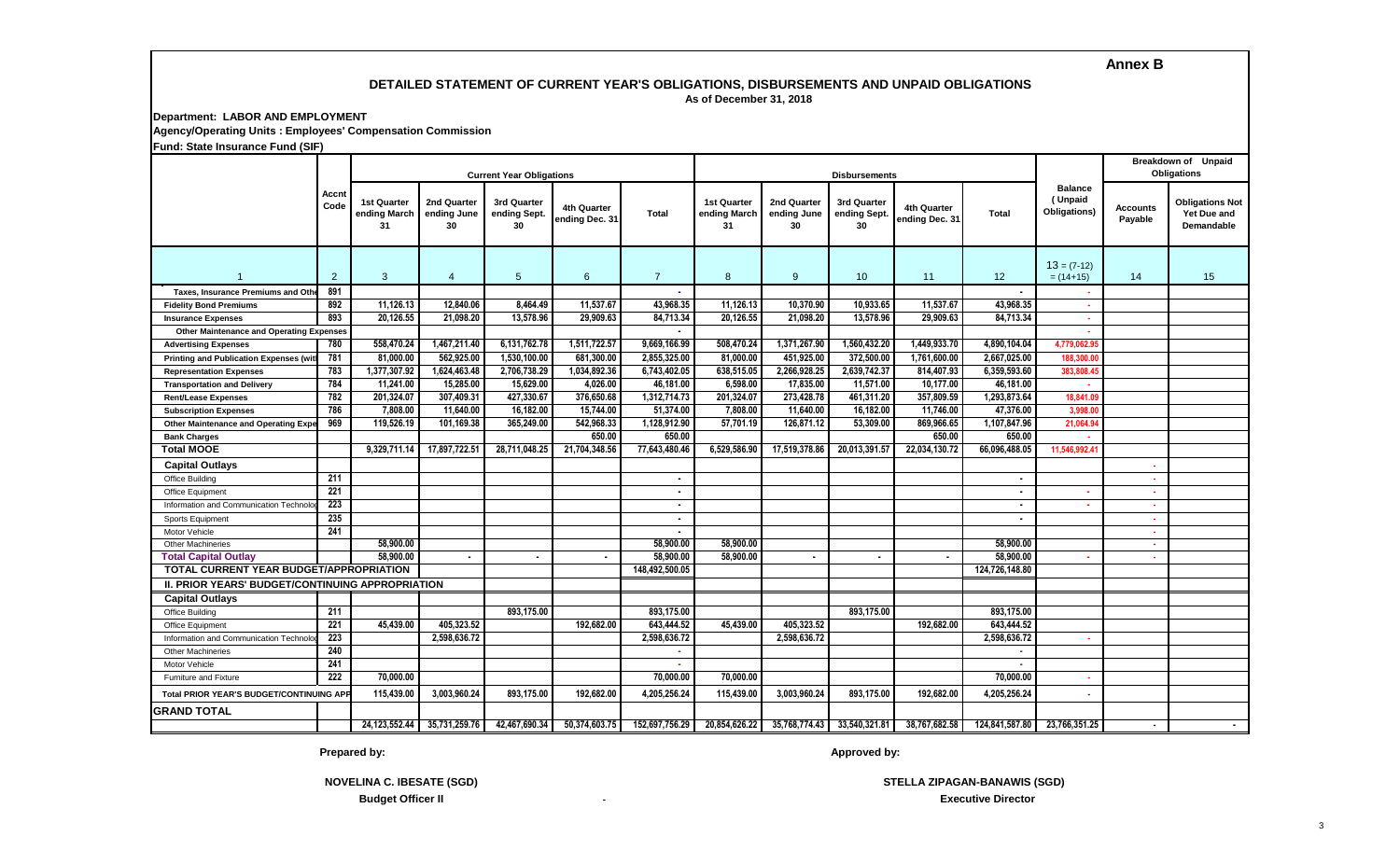**Annex B**

# DETAILED STATEMENT OF CURRENT YEAR'S OBLIGATIONS, DISBURSEMENTS AND UNPAID OBLIGATIONS

As of December 31, 2018

**Department: LABOR AND EMPLOYMENT**

**Agency/Operating Units : Employees' Compensation Commission**

**Fund: State Insurance Fund (SIF)**

| | Accnt Code | Current Year Obligations | | | | | Disbursements | | | | | Balance ( Unpaid Obligations) | Breakdown of Unpaid Obligations | |
|---|---|---|---|---|---|---|---|---|---|---|---|---|---|---|
| | | 1st Quarter ending March 31 | 2nd Quarter ending June 30 | 3rd Quarter ending Sept. 30 | 4th Quarter ending Dec. 31 | Total | 1st Quarter ending March 31 | 2nd Quarter ending June 30 | 3rd Quarter ending Sept. 30 | 4th Quarter ending Dec. 31 | Total | | Accounts Payable | Obligations Not Yet Due and Demandable |
| 1 | 2 | 3 | 4 | 5 | 6 | 7 | 8 | 9 | 10 | 11 | 12 | 13 = (7-12) = (14+15) | 14 | 15 |
| Taxes, Insurance Premiums and Othe | 891 | | | | | - | | | | | - | - | | |
| Fidelity Bond Premiums | 892 | 11,126.13 | 12,840.06 | 8,464.49 | 11,537.67 | 43,968.35 | 11,126.13 | 10,370.90 | 10,933.65 | 11,537.67 | 43,968.35 | - | | |
| Insurance Expenses | 893 | 20,126.55 | 21,098.20 | 13,578.96 | 29,909.63 | 84,713.34 | 20,126.55 | 21,098.20 | 13,578.96 | 29,909.63 | 84,713.34 | - | | |
| Other Maintenance and Operating Expenses | | | | | | - | | | | | | - | | |
| Advertising Expenses | 780 | 558,470.24 | 1,467,211.40 | 6,131,762.78 | 1,511,722.57 | 9,669,166.99 | 508,470.24 | 1,371,267.90 | 1,560,432.20 | 1,449,933.70 | 4,890,104.04 | 4,779,062.95 | | |
| Printing and Publication Expenses (wit | 781 | 81,000.00 | 562,925.00 | 1,530,100.00 | 681,300.00 | 2,855,325.00 | 81,000.00 | 451,925.00 | 372,500.00 | 1,761,600.00 | 2,667,025.00 | 188,300.00 | | |
| Representation Expenses | 783 | 1,377,307.92 | 1,624,463.48 | 2,706,738.29 | 1,034,892.36 | 6,743,402.05 | 638,515.05 | 2,266,928.25 | 2,639,742.37 | 814,407.93 | 6,359,593.60 | 383,808.45 | | |
| Transportation and Delivery | 784 | 11,241.00 | 15,285.00 | 15,629.00 | 4,026.00 | 46,181.00 | 6,598.00 | 17,835.00 | 11,571.00 | 10,177.00 | 46,181.00 | - | | |
| Rent/Lease Expenses | 782 | 201,324.07 | 307,409.31 | 427,330.67 | 376,650.68 | 1,312,714.73 | 201,324.07 | 273,428.78 | 461,311.20 | 357,809.59 | 1,293,873.64 | 18,841.09 | | |
| Subscription Expenses | 786 | 7,808.00 | 11,640.00 | 16,182.00 | 15,744.00 | 51,374.00 | 7,808.00 | 11,640.00 | 16,182.00 | 11,746.00 | 47,376.00 | 3,998.00 | | |
| Other Maintenance and Operating Expe | 969 | 119,526.19 | 101,169.38 | 365,249.00 | 542,968.33 | 1,128,912.90 | 57,701.19 | 126,871.12 | 53,309.00 | 869,966.65 | 1,107,847.96 | 21,064.94 | | |
| Bank Charges | | | | | 650.00 | 650.00 | | | | 650.00 | 650.00 | - | | |
| **Total MOOE** | | 9,329,711.14 | 17,897,722.51 | 28,711,048.25 | 21,704,348.56 | 77,643,480.46 | 6,529,586.90 | 17,519,378.86 | 20,013,391.57 | 22,034,130.72 | 66,096,488.05 | 11,546,992.41 | | |
| **Capital Outlays** | | | | | | | | | | | | | - | |
| Office Building | 211 | | | | | - | | | | | - | | - | |
| Office Equipment | 221 | | | | | - | | | | | - | - | - | |
| Information and Communication Technolog | 223 | | | | | - | | | | | - | - | - | |
| Sports Equipment | 235 | | | | | - | | | | | - | | - | |
| Motor Vehicle | 241 | | | | | - | | | | | | | - | |
| Other Machineries | | 58,900.00 | | | | 58,900.00 | 58,900.00 | | | | 58,900.00 | | - | |
| **Total Capital Outlay** | | 58,900.00 | - | - | - | 58,900.00 | 58,900.00 | - | - | - | 58,900.00 | - | - | |
| **TOTAL CURRENT YEAR BUDGET/APPROPRIATION** | | | | | | 148,492,500.05 | | | | | 124,726,148.80 | | | |
| **II. PRIOR YEARS' BUDGET/CONTINUING APPROPRIATION** | | | | | | | | | | | | | | |
| **Capital Outlays** | | | | | | | | | | | | | | |
| Office Building | 211 | | | 893,175.00 | | 893,175.00 | | | 893,175.00 | | 893,175.00 | | | |
| Office Equipment | 221 | 45,439.00 | 405,323.52 | | 192,682.00 | 643,444.52 | 45,439.00 | 405,323.52 | | 192,682.00 | 643,444.52 | | | |
| Information and Communication Technolog | 223 | | 2,598,636.72 | | | 2,598,636.72 | | 2,598,636.72 | | | 2,598,636.72 | - | | |
| Other Machineries | 240 | | | | | - | | | | | - | | | |
| Motor Vehicle | 241 | | | | | - | | | | | - | | | |
| Furniture and Fixture | 222 | 70,000.00 | | | | 70,000.00 | 70,000.00 | | | | 70,000.00 | - | | |
| **Total PRIOR YEAR'S BUDGET/CONTINUING APP** | | 115,439.00 | 3,003,960.24 | 893,175.00 | 192,682.00 | 4,205,256.24 | 115,439.00 | 3,003,960.24 | 893,175.00 | 192,682.00 | 4,205,256.24 | - | | |
| **GRAND TOTAL** | | | | | | | | | | | | | | |
| | | 24,123,552.44 | 35,731,259.76 | 42,467,690.34 | 50,374,603.75 | 152,697,756.29 | 20,854,626.22 | 35,768,774.43 | 33,540,321.81 | 38,767,682.58 | 124,841,587.80 | 23,766,351.25 | - | - |

**Prepared by:**

**NOVELINA C. IBESATE (SGD)**
**Budget Officer II**

**Approved by:**

**STELLA ZIPAGAN-BANAWIS (SGD)**
**Executive Director**